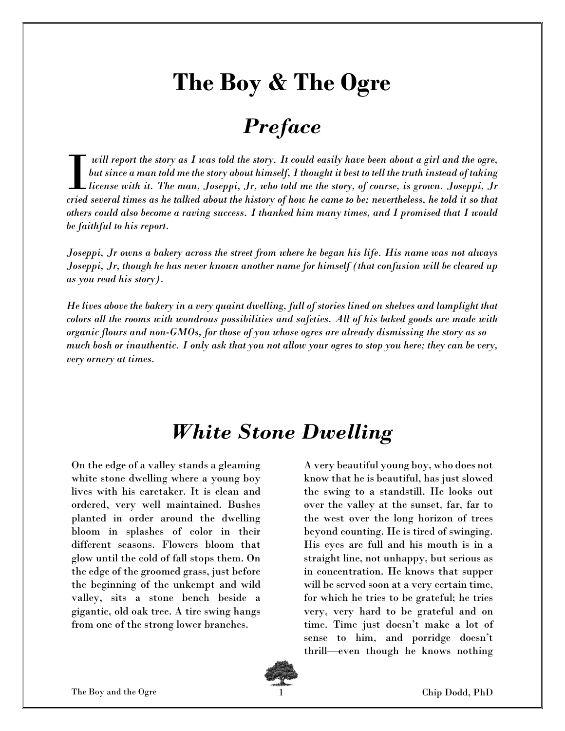# The Boy & The Ogre

## *Preface*

*I will report the story as I was told the story. It could easily have been about a girl and the ogre, but since a man told me the story about himself, I thought it best to tell the truth instead of taking license with it. The man, Joseppi, Jr, who told me the story, of course, is grown. Joseppi, Jr cried several times as he talked about the history of how he came to be; nevertheless, he told it so that others could also become a raving success. I thanked him many times, and I promised that I would be faithful to his report.*

*Joseppi, Jr owns a bakery across the street from where he began his life. His name was not always Joseppi, Jr, though he has never known another name for himself (that confusion will be cleared up as you read his story).*

*He lives above the bakery in a very quaint dwelling, full of stories lined on shelves and lamplight that colors all the rooms with wondrous possibilities and safeties. All of his baked goods are made with organic flours and non-GMOs, for those of you whose ogres are already dismissing the story as so much bosh or inauthentic. I only ask that you not allow your ogres to stop you here; they can be very, very ornery at times.*

## *White Stone Dwelling*

On the edge of a valley stands a gleaming white stone dwelling where a young boy lives with his caretaker. It is clean and ordered, very well maintained. Bushes planted in order around the dwelling bloom in splashes of color in their different seasons. Flowers bloom that glow until the cold of fall stops them. On the edge of the groomed grass, just before the beginning of the unkempt and wild valley, sits a stone bench beside a gigantic, old oak tree. A tire swing hangs from one of the strong lower branches.

A very beautiful young boy, who does not know that he is beautiful, has just slowed the swing to a standstill. He looks out over the valley at the sunset, far, far to the west over the long horizon of trees beyond counting. He is tired of swinging. His eyes are full and his mouth is in a straight line, not unhappy, but serious as in concentration. He knows that supper will be served soon at a very certain time, for which he tries to be grateful; he tries very, very hard to be grateful and on time. Time just doesn't make a lot of sense to him, and porridge doesn't thrill—even though he knows nothing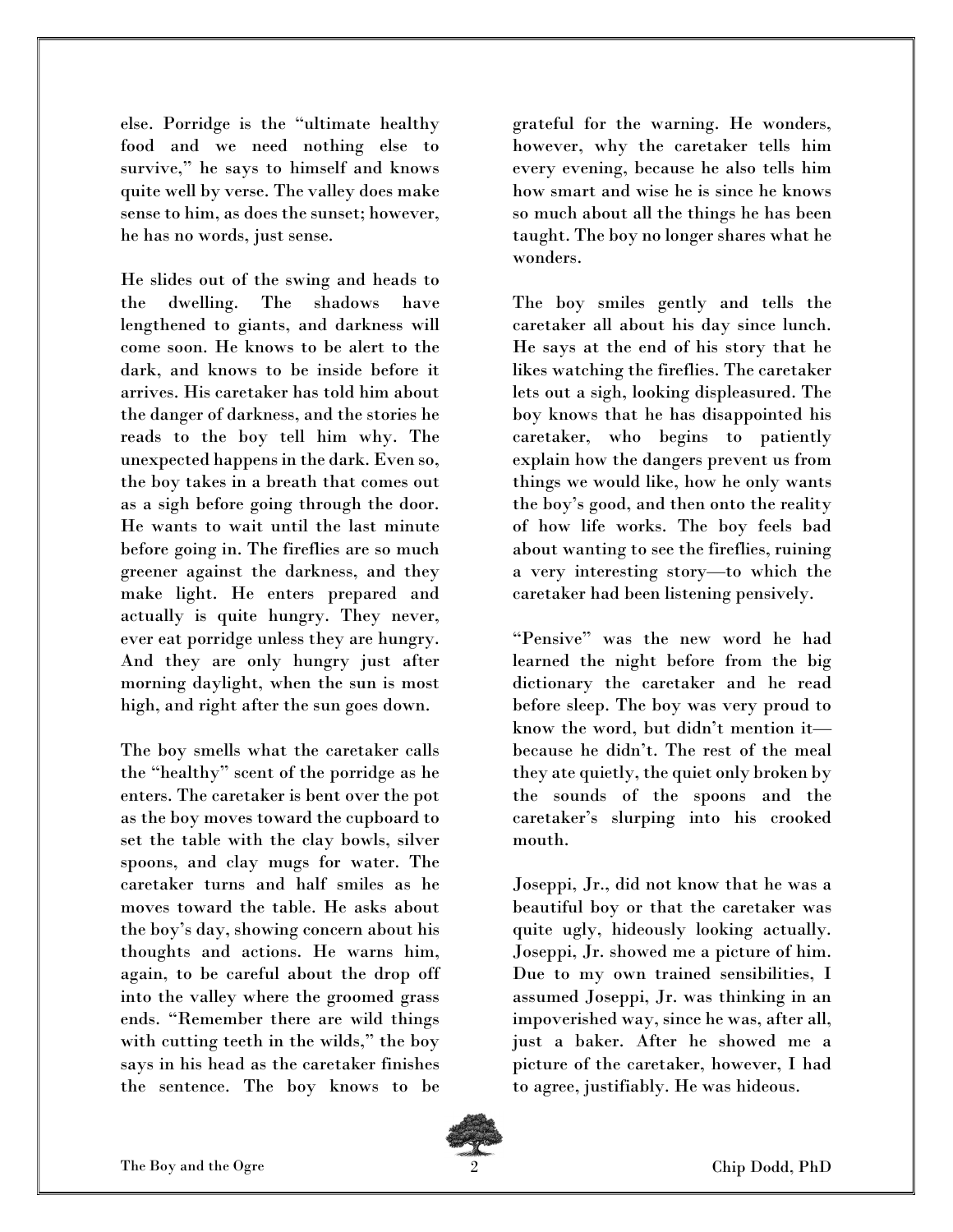else. Porridge is the "ultimate healthy food and we need nothing else to survive," he says to himself and knows quite well by verse. The valley does make sense to him, as does the sunset; however, he has no words, just sense.

He slides out of the swing and heads to the dwelling. The shadows have lengthened to giants, and darkness will come soon. He knows to be alert to the dark, and knows to be inside before it arrives. His caretaker has told him about the danger of darkness, and the stories he reads to the boy tell him why. The unexpected happens in the dark. Even so, the boy takes in a breath that comes out as a sigh before going through the door. He wants to wait until the last minute before going in. The fireflies are so much greener against the darkness, and they make light. He enters prepared and actually is quite hungry. They never, ever eat porridge unless they are hungry. And they are only hungry just after morning daylight, when the sun is most high, and right after the sun goes down.

The boy smells what the caretaker calls the "healthy" scent of the porridge as he enters. The caretaker is bent over the pot as the boy moves toward the cupboard to set the table with the clay bowls, silver spoons, and clay mugs for water. The caretaker turns and half smiles as he moves toward the table. He asks about the boy's day, showing concern about his thoughts and actions. He warns him, again, to be careful about the drop off into the valley where the groomed grass ends. "Remember there are wild things with cutting teeth in the wilds," the boy says in his head as the caretaker finishes the sentence. The boy knows to be grateful for the warning. He wonders, however, why the caretaker tells him every evening, because he also tells him how smart and wise he is since he knows so much about all the things he has been taught. The boy no longer shares what he wonders.

The boy smiles gently and tells the caretaker all about his day since lunch. He says at the end of his story that he likes watching the fireflies. The caretaker lets out a sigh, looking displeasured. The boy knows that he has disappointed his caretaker, who begins to patiently explain how the dangers prevent us from things we would like, how he only wants the boy's good, and then onto the reality of how life works. The boy feels bad about wanting to see the fireflies, ruining a very interesting story—to which the caretaker had been listening pensively.

"Pensive" was the new word he had learned the night before from the big dictionary the caretaker and he read before sleep. The boy was very proud to know the word, but didn't mention it—because he didn't. The rest of the meal they ate quietly, the quiet only broken by the sounds of the spoons and the caretaker's slurping into his crooked mouth.

Joseppi, Jr., did not know that he was a beautiful boy or that the caretaker was quite ugly, hideously looking actually. Joseppi, Jr. showed me a picture of him. Due to my own trained sensibilities, I assumed Joseppi, Jr. was thinking in an impoverished way, since he was, after all, just a baker. After he showed me a picture of the caretaker, however, I had to agree, justifiably. He was hideous.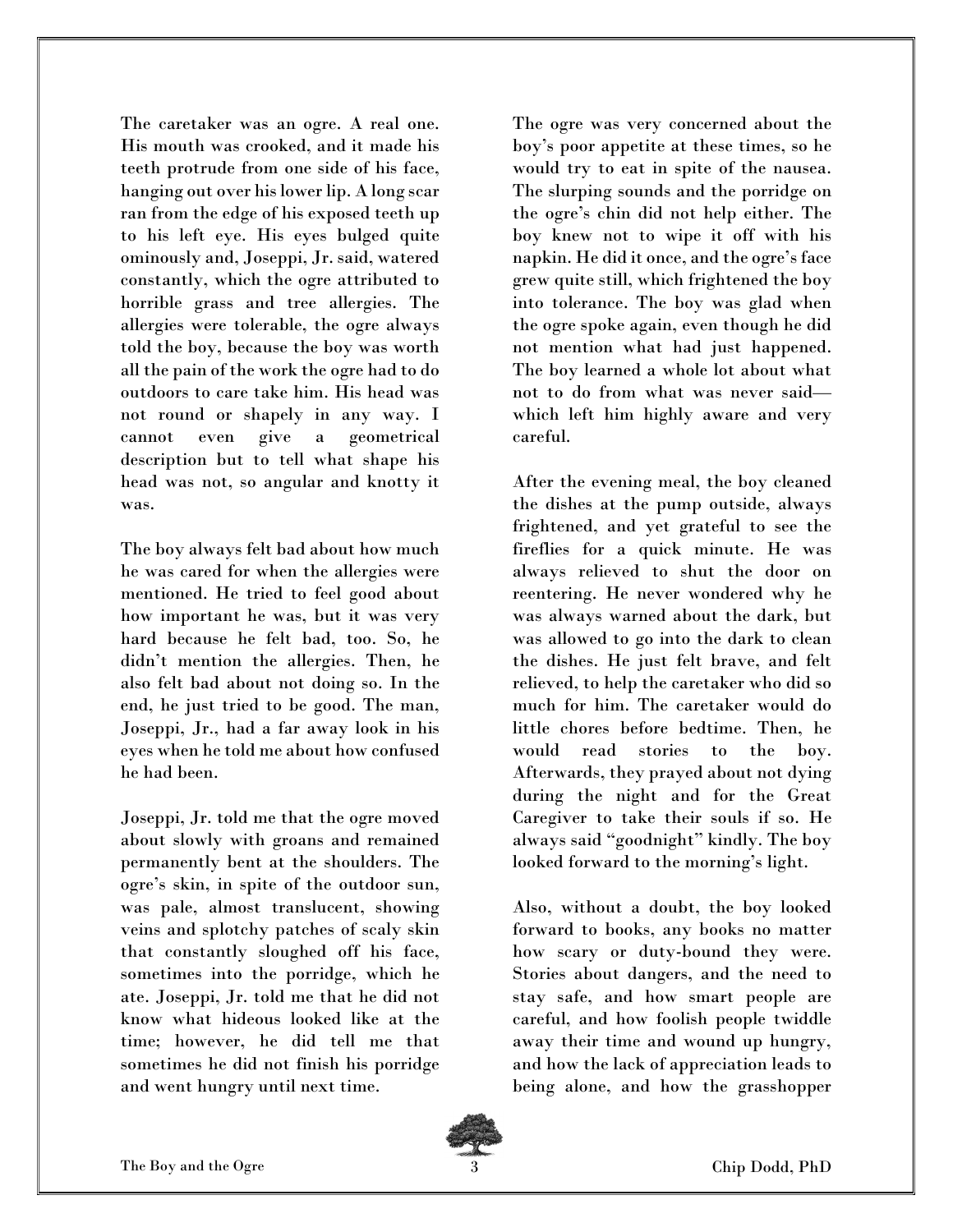The caretaker was an ogre. A real one. His mouth was crooked, and it made his teeth protrude from one side of his face, hanging out over his lower lip. A long scar ran from the edge of his exposed teeth up to his left eye. His eyes bulged quite ominously and, Joseppi, Jr. said, watered constantly, which the ogre attributed to horrible grass and tree allergies. The allergies were tolerable, the ogre always told the boy, because the boy was worth all the pain of the work the ogre had to do outdoors to care take him. His head was not round or shapely in any way. I cannot even give a geometrical description but to tell what shape his head was not, so angular and knotty it was.

The boy always felt bad about how much he was cared for when the allergies were mentioned. He tried to feel good about how important he was, but it was very hard because he felt bad, too. So, he didn't mention the allergies. Then, he also felt bad about not doing so. In the end, he just tried to be good. The man, Joseppi, Jr., had a far away look in his eyes when he told me about how confused he had been.

Joseppi, Jr. told me that the ogre moved about slowly with groans and remained permanently bent at the shoulders. The ogre's skin, in spite of the outdoor sun, was pale, almost translucent, showing veins and splotchy patches of scaly skin that constantly sloughed off his face, sometimes into the porridge, which he ate. Joseppi, Jr. told me that he did not know what hideous looked like at the time; however, he did tell me that sometimes he did not finish his porridge and went hungry until next time.

The ogre was very concerned about the boy's poor appetite at these times, so he would try to eat in spite of the nausea. The slurping sounds and the porridge on the ogre's chin did not help either. The boy knew not to wipe it off with his napkin. He did it once, and the ogre's face grew quite still, which frightened the boy into tolerance. The boy was glad when the ogre spoke again, even though he did not mention what had just happened. The boy learned a whole lot about what not to do from what was never said—which left him highly aware and very careful.

After the evening meal, the boy cleaned the dishes at the pump outside, always frightened, and yet grateful to see the fireflies for a quick minute. He was always relieved to shut the door on reentering. He never wondered why he was always warned about the dark, but was allowed to go into the dark to clean the dishes. He just felt brave, and felt relieved, to help the caretaker who did so much for him. The caretaker would do little chores before bedtime. Then, he would read stories to the boy. Afterwards, they prayed about not dying during the night and for the Great Caregiver to take their souls if so. He always said "goodnight" kindly. The boy looked forward to the morning's light.

Also, without a doubt, the boy looked forward to books, any books no matter how scary or duty-bound they were. Stories about dangers, and the need to stay safe, and how smart people are careful, and how foolish people twiddle away their time and wound up hungry, and how the lack of appreciation leads to being alone, and how the grasshopper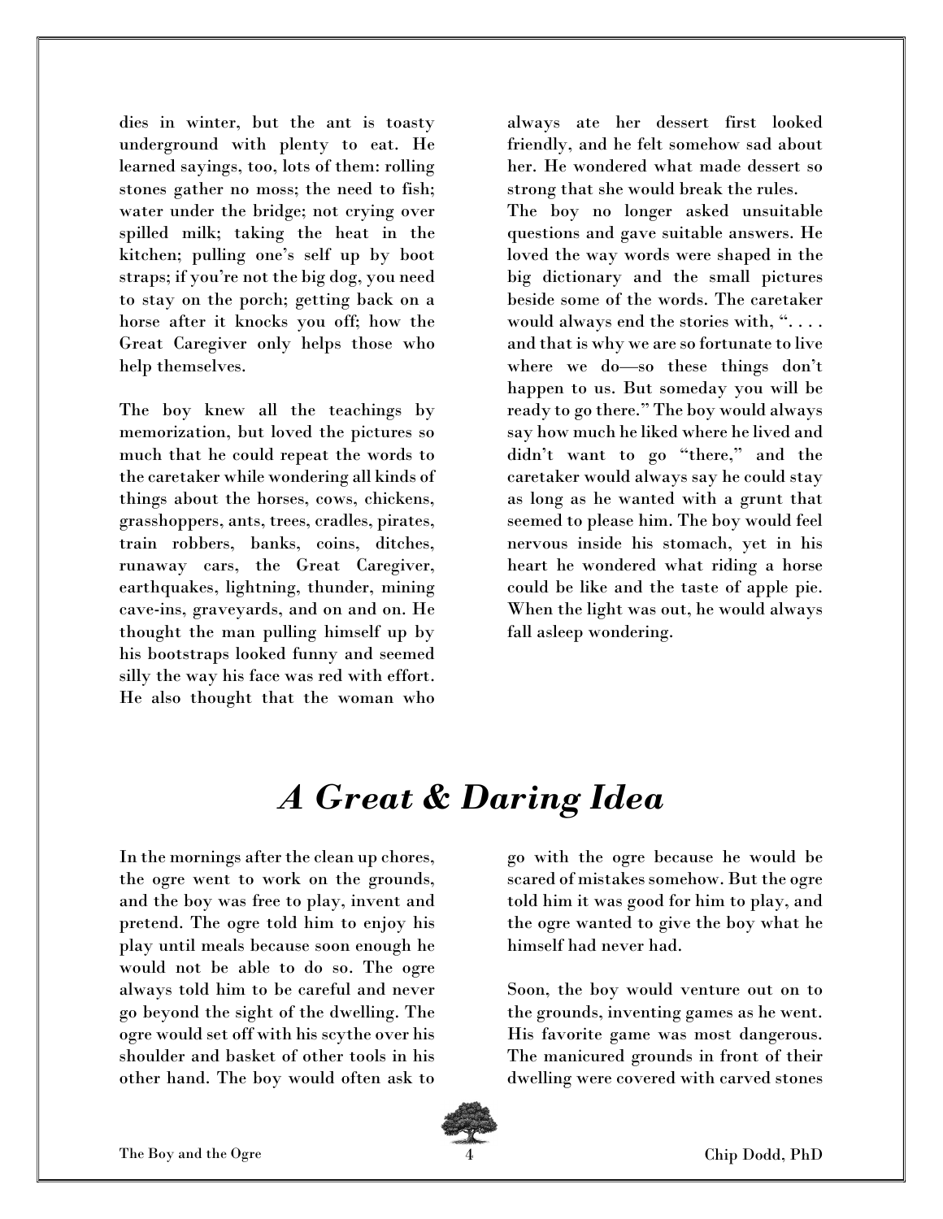dies in winter, but the ant is toasty underground with plenty to eat. He learned sayings, too, lots of them: rolling stones gather no moss; the need to fish; water under the bridge; not crying over spilled milk; taking the heat in the kitchen; pulling one's self up by boot straps; if you're not the big dog, you need to stay on the porch; getting back on a horse after it knocks you off; how the Great Caregiver only helps those who help themselves.

The boy knew all the teachings by memorization, but loved the pictures so much that he could repeat the words to the caretaker while wondering all kinds of things about the horses, cows, chickens, grasshoppers, ants, trees, cradles, pirates, train robbers, banks, coins, ditches, runaway cars, the Great Caregiver, earthquakes, lightning, thunder, mining cave-ins, graveyards, and on and on. He thought the man pulling himself up by his bootstraps looked funny and seemed silly the way his face was red with effort. He also thought that the woman who always ate her dessert first looked friendly, and he felt somehow sad about her. He wondered what made dessert so strong that she would break the rules.
The boy no longer asked unsuitable questions and gave suitable answers. He loved the way words were shaped in the big dictionary and the small pictures beside some of the words. The caretaker would always end the stories with, ". . . . and that is why we are so fortunate to live where we do—so these things don't happen to us. But someday you will be ready to go there." The boy would always say how much he liked where he lived and didn't want to go "there," and the caretaker would always say he could stay as long as he wanted with a grunt that seemed to please him. The boy would feel nervous inside his stomach, yet in his heart he wondered what riding a horse could be like and the taste of apple pie. When the light was out, he would always fall asleep wondering.

## *A Great & Daring Idea*

In the mornings after the clean up chores, the ogre went to work on the grounds, and the boy was free to play, invent and pretend. The ogre told him to enjoy his play until meals because soon enough he would not be able to do so. The ogre always told him to be careful and never go beyond the sight of the dwelling. The ogre would set off with his scythe over his shoulder and basket of other tools in his other hand. The boy would often ask to go with the ogre because he would be scared of mistakes somehow. But the ogre told him it was good for him to play, and the ogre wanted to give the boy what he himself had never had.

Soon, the boy would venture out on to the grounds, inventing games as he went. His favorite game was most dangerous. The manicured grounds in front of their dwelling were covered with carved stones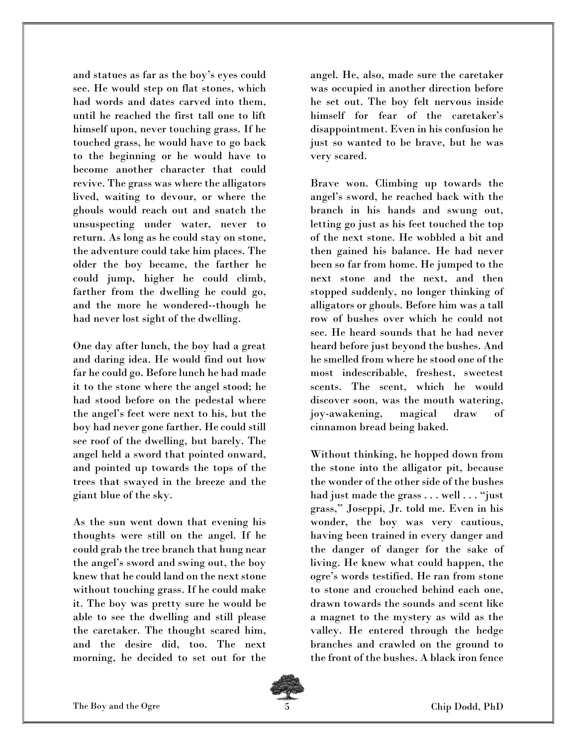and statues as far as the boy's eyes could see. He would step on flat stones, which had words and dates carved into them, until he reached the first tall one to lift himself upon, never touching grass. If he touched grass, he would have to go back to the beginning or he would have to become another character that could revive. The grass was where the alligators lived, waiting to devour, or where the ghouls would reach out and snatch the unsuspecting under water, never to return. As long as he could stay on stone, the adventure could take him places. The older the boy became, the farther he could jump, higher he could climb, farther from the dwelling he could go, and the more he wondered--though he had never lost sight of the dwelling.

One day after lunch, the boy had a great and daring idea. He would find out how far he could go. Before lunch he had made it to the stone where the angel stood; he had stood before on the pedestal where the angel's feet were next to his, but the boy had never gone farther. He could still see roof of the dwelling, but barely. The angel held a sword that pointed onward, and pointed up towards the tops of the trees that swayed in the breeze and the giant blue of the sky.

As the sun went down that evening his thoughts were still on the angel. If he could grab the tree branch that hung near the angel's sword and swing out, the boy knew that he could land on the next stone without touching grass. If he could make it. The boy was pretty sure he would be able to see the dwelling and still please the caretaker. The thought scared him, and the desire did, too. The next morning, he decided to set out for the angel. He, also, made sure the caretaker was occupied in another direction before he set out. The boy felt nervous inside himself for fear of the caretaker's disappointment. Even in his confusion he just so wanted to be brave, but he was very scared.

Brave won. Climbing up towards the angel's sword, he reached back with the branch in his hands and swung out, letting go just as his feet touched the top of the next stone. He wobbled a bit and then gained his balance. He had never been so far from home. He jumped to the next stone and the next, and then stopped suddenly, no longer thinking of alligators or ghouls. Before him was a tall row of bushes over which he could not see. He heard sounds that he had never heard before just beyond the bushes. And he smelled from where he stood one of the most indescribable, freshest, sweetest scents. The scent, which he would discover soon, was the mouth watering, joy-awakening, magical draw of cinnamon bread being baked.

Without thinking, he hopped down from the stone into the alligator pit, because the wonder of the other side of the bushes had just made the grass . . . well . . . "just grass," Joseppi, Jr. told me. Even in his wonder, the boy was very cautious, having been trained in every danger and the danger of danger for the sake of living. He knew what could happen, the ogre's words testified. He ran from stone to stone and crouched behind each one, drawn towards the sounds and scent like a magnet to the mystery as wild as the valley. He entered through the hedge branches and crawled on the ground to the front of the bushes. A black iron fence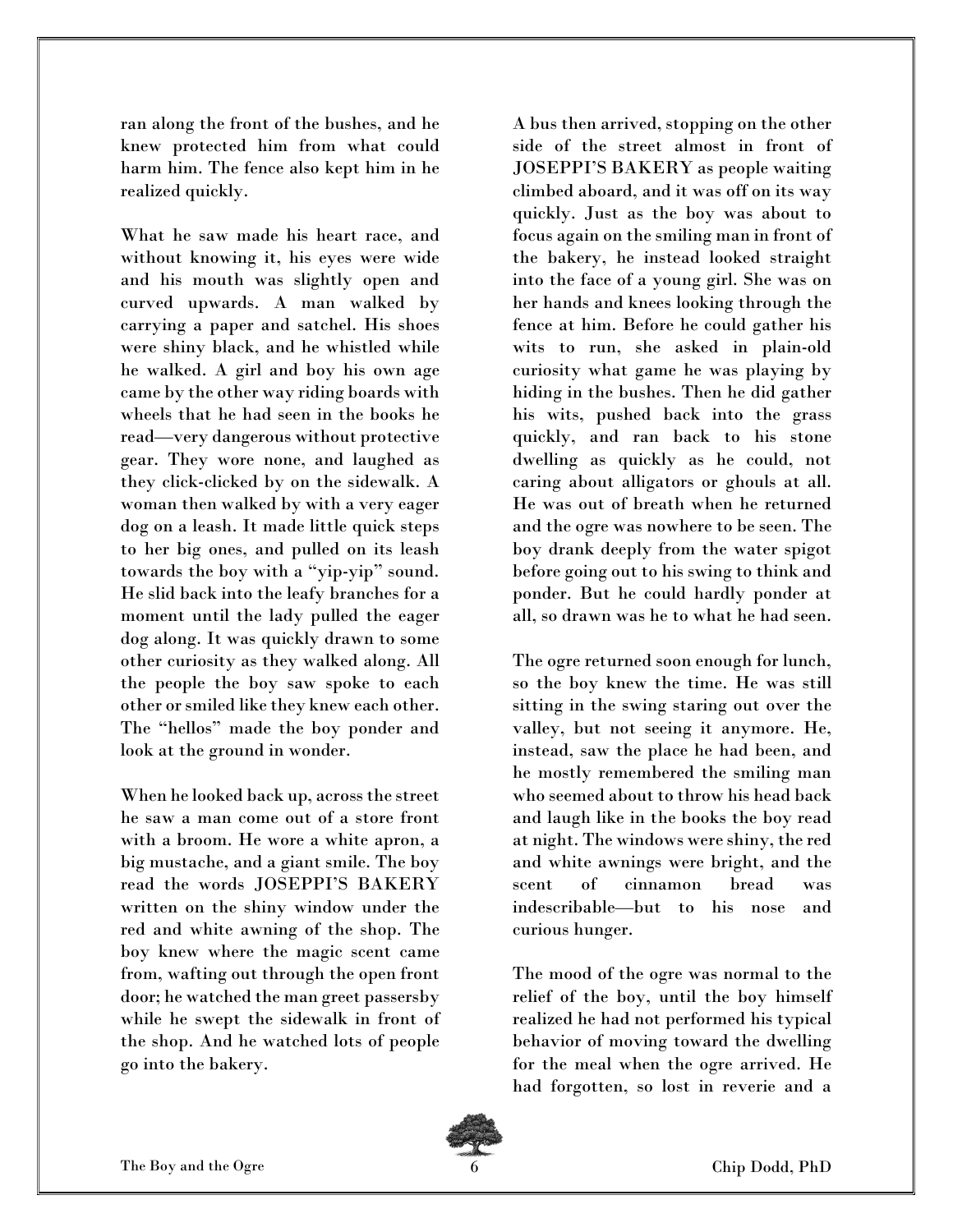ran along the front of the bushes, and he knew protected him from what could harm him. The fence also kept him in he realized quickly.

What he saw made his heart race, and without knowing it, his eyes were wide and his mouth was slightly open and curved upwards. A man walked by carrying a paper and satchel. His shoes were shiny black, and he whistled while he walked. A girl and boy his own age came by the other way riding boards with wheels that he had seen in the books he read—very dangerous without protective gear. They wore none, and laughed as they click-clicked by on the sidewalk. A woman then walked by with a very eager dog on a leash. It made little quick steps to her big ones, and pulled on its leash towards the boy with a "yip-yip" sound. He slid back into the leafy branches for a moment until the lady pulled the eager dog along. It was quickly drawn to some other curiosity as they walked along. All the people the boy saw spoke to each other or smiled like they knew each other. The "hellos" made the boy ponder and look at the ground in wonder.

When he looked back up, across the street he saw a man come out of a store front with a broom. He wore a white apron, a big mustache, and a giant smile. The boy read the words JOSEPPI'S BAKERY written on the shiny window under the red and white awning of the shop. The boy knew where the magic scent came from, wafting out through the open front door; he watched the man greet passersby while he swept the sidewalk in front of the shop. And he watched lots of people go into the bakery.

A bus then arrived, stopping on the other side of the street almost in front of JOSEPPI'S BAKERY as people waiting climbed aboard, and it was off on its way quickly. Just as the boy was about to focus again on the smiling man in front of the bakery, he instead looked straight into the face of a young girl. She was on her hands and knees looking through the fence at him. Before he could gather his wits to run, she asked in plain-old curiosity what game he was playing by hiding in the bushes. Then he did gather his wits, pushed back into the grass quickly, and ran back to his stone dwelling as quickly as he could, not caring about alligators or ghouls at all. He was out of breath when he returned and the ogre was nowhere to be seen. The boy drank deeply from the water spigot before going out to his swing to think and ponder. But he could hardly ponder at all, so drawn was he to what he had seen.

The ogre returned soon enough for lunch, so the boy knew the time. He was still sitting in the swing staring out over the valley, but not seeing it anymore. He, instead, saw the place he had been, and he mostly remembered the smiling man who seemed about to throw his head back and laugh like in the books the boy read at night. The windows were shiny, the red and white awnings were bright, and the scent of cinnamon bread was indescribable—but to his nose and curious hunger.

The mood of the ogre was normal to the relief of the boy, until the boy himself realized he had not performed his typical behavior of moving toward the dwelling for the meal when the ogre arrived. He had forgotten, so lost in reverie and a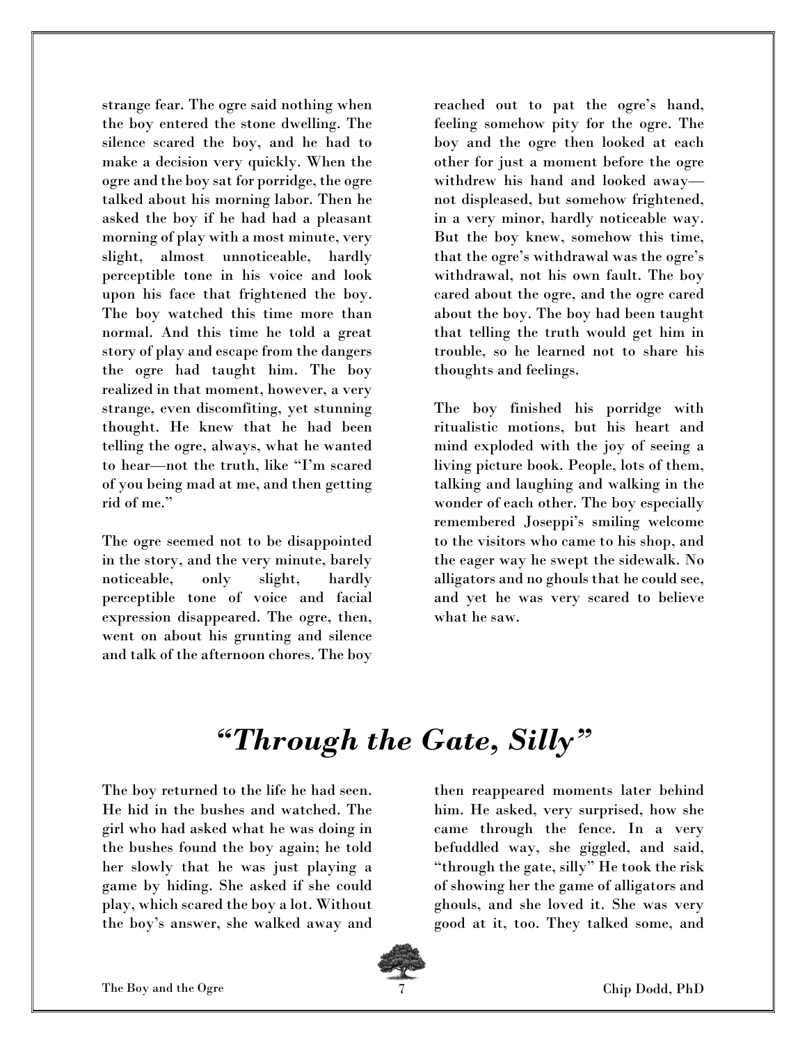strange fear. The ogre said nothing when the boy entered the stone dwelling. The silence scared the boy, and he had to make a decision very quickly. When the ogre and the boy sat for porridge, the ogre talked about his morning labor. Then he asked the boy if he had had a pleasant morning of play with a most minute, very slight, almost unnoticeable, hardly perceptible tone in his voice and look upon his face that frightened the boy. The boy watched this time more than normal. And this time he told a great story of play and escape from the dangers the ogre had taught him. The boy realized in that moment, however, a very strange, even discomfiting, yet stunning thought. He knew that he had been telling the ogre, always, what he wanted to hear—not the truth, like "I'm scared of you being mad at me, and then getting rid of me."

The ogre seemed not to be disappointed in the story, and the very minute, barely noticeable, only slight, hardly perceptible tone of voice and facial expression disappeared. The ogre, then, went on about his grunting and silence and talk of the afternoon chores. The boy reached out to pat the ogre's hand, feeling somehow pity for the ogre. The boy and the ogre then looked at each other for just a moment before the ogre withdrew his hand and looked away—not displeased, but somehow frightened, in a very minor, hardly noticeable way. But the boy knew, somehow this time, that the ogre's withdrawal was the ogre's withdrawal, not his own fault. The boy cared about the ogre, and the ogre cared about the boy. The boy had been taught that telling the truth would get him in trouble, so he learned not to share his thoughts and feelings.

The boy finished his porridge with ritualistic motions, but his heart and mind exploded with the joy of seeing a living picture book. People, lots of them, talking and laughing and walking in the wonder of each other. The boy especially remembered Joseppi's smiling welcome to the visitors who came to his shop, and the eager way he swept the sidewalk. No alligators and no ghouls that he could see, and yet he was very scared to believe what he saw.

# *"Through the Gate, Silly"*

The boy returned to the life he had seen. He hid in the bushes and watched. The girl who had asked what he was doing in the bushes found the boy again; he told her slowly that he was just playing a game by hiding. She asked if she could play, which scared the boy a lot. Without the boy's answer, she walked away and then reappeared moments later behind him. He asked, very surprised, how she came through the fence. In a very befuddled way, she giggled, and said, "through the gate, silly" He took the risk of showing her the game of alligators and ghouls, and she loved it. She was very good at it, too. They talked some, and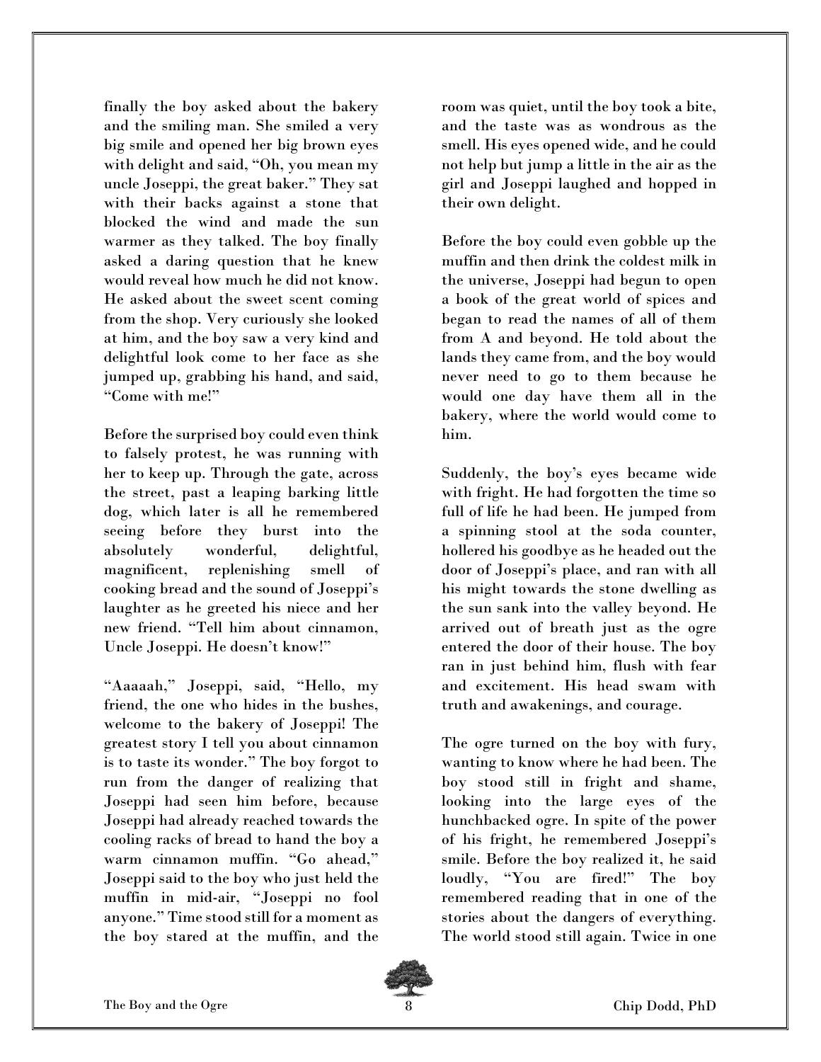finally the boy asked about the bakery and the smiling man. She smiled a very big smile and opened her big brown eyes with delight and said, "Oh, you mean my uncle Joseppi, the great baker." They sat with their backs against a stone that blocked the wind and made the sun warmer as they talked. The boy finally asked a daring question that he knew would reveal how much he did not know. He asked about the sweet scent coming from the shop. Very curiously she looked at him, and the boy saw a very kind and delightful look come to her face as she jumped up, grabbing his hand, and said, "Come with me!"

Before the surprised boy could even think to falsely protest, he was running with her to keep up. Through the gate, across the street, past a leaping barking little dog, which later is all he remembered seeing before they burst into the absolutely wonderful, delightful, magnificent, replenishing smell of cooking bread and the sound of Joseppi's laughter as he greeted his niece and her new friend. "Tell him about cinnamon, Uncle Joseppi. He doesn't know!"

"Aaaaah," Joseppi, said, "Hello, my friend, the one who hides in the bushes, welcome to the bakery of Joseppi! The greatest story I tell you about cinnamon is to taste its wonder." The boy forgot to run from the danger of realizing that Joseppi had seen him before, because Joseppi had already reached towards the cooling racks of bread to hand the boy a warm cinnamon muffin. "Go ahead," Joseppi said to the boy who just held the muffin in mid-air, "Joseppi no fool anyone." Time stood still for a moment as the boy stared at the muffin, and the room was quiet, until the boy took a bite, and the taste was as wondrous as the smell. His eyes opened wide, and he could not help but jump a little in the air as the girl and Joseppi laughed and hopped in their own delight.

Before the boy could even gobble up the muffin and then drink the coldest milk in the universe, Joseppi had begun to open a book of the great world of spices and began to read the names of all of them from A and beyond. He told about the lands they came from, and the boy would never need to go to them because he would one day have them all in the bakery, where the world would come to him.

Suddenly, the boy's eyes became wide with fright. He had forgotten the time so full of life he had been. He jumped from a spinning stool at the soda counter, hollered his goodbye as he headed out the door of Joseppi's place, and ran with all his might towards the stone dwelling as the sun sank into the valley beyond. He arrived out of breath just as the ogre entered the door of their house. The boy ran in just behind him, flush with fear and excitement. His head swam with truth and awakenings, and courage.

The ogre turned on the boy with fury, wanting to know where he had been. The boy stood still in fright and shame, looking into the large eyes of the hunchbacked ogre. In spite of the power of his fright, he remembered Joseppi's smile. Before the boy realized it, he said loudly, "You are fired!" The boy remembered reading that in one of the stories about the dangers of everything. The world stood still again. Twice in one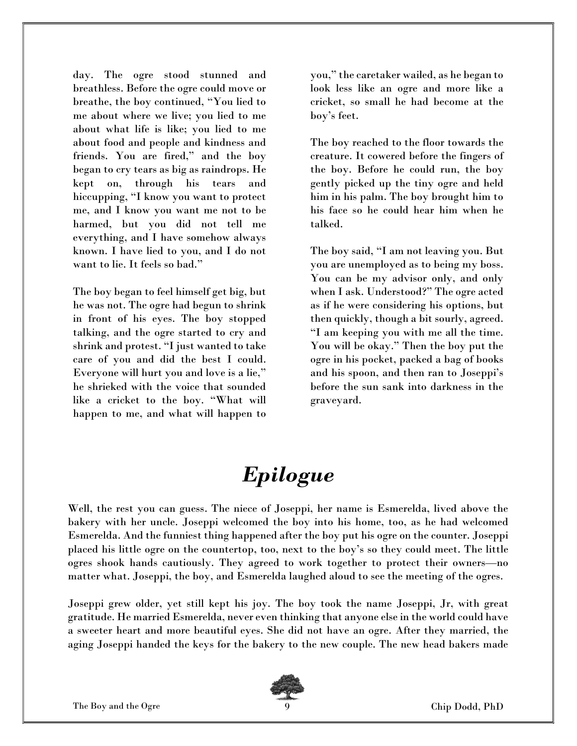day. The ogre stood stunned and breathless. Before the ogre could move or breathe, the boy continued, "You lied to me about where we live; you lied to me about what life is like; you lied to me about food and people and kindness and friends. You are fired," and the boy began to cry tears as big as raindrops. He kept on, through his tears and hiccupping, "I know you want to protect me, and I know you want me not to be harmed, but you did not tell me everything, and I have somehow always known. I have lied to you, and I do not want to lie. It feels so bad."

The boy began to feel himself get big, but he was not. The ogre had begun to shrink in front of his eyes. The boy stopped talking, and the ogre started to cry and shrink and protest. "I just wanted to take care of you and did the best I could. Everyone will hurt you and love is a lie," he shrieked with the voice that sounded like a cricket to the boy. "What will happen to me, and what will happen to you," the caretaker wailed, as he began to look less like an ogre and more like a cricket, so small he had become at the boy's feet.

The boy reached to the floor towards the creature. It cowered before the fingers of the boy. Before he could run, the boy gently picked up the tiny ogre and held him in his palm. The boy brought him to his face so he could hear him when he talked.

The boy said, "I am not leaving you. But you are unemployed as to being my boss. You can be my advisor only, and only when I ask. Understood?" The ogre acted as if he were considering his options, but then quickly, though a bit sourly, agreed. "I am keeping you with me all the time. You will be okay." Then the boy put the ogre in his pocket, packed a bag of books and his spoon, and then ran to Joseppi's before the sun sank into darkness in the graveyard.

# *Epilogue*

Well, the rest you can guess. The niece of Joseppi, her name is Esmerelda, lived above the bakery with her uncle. Joseppi welcomed the boy into his home, too, as he had welcomed Esmerelda. And the funniest thing happened after the boy put his ogre on the counter. Joseppi placed his little ogre on the countertop, too, next to the boy's so they could meet. The little ogres shook hands cautiously. They agreed to work together to protect their owners—no matter what. Joseppi, the boy, and Esmerelda laughed aloud to see the meeting of the ogres.

Joseppi grew older, yet still kept his joy. The boy took the name Joseppi, Jr, with great gratitude. He married Esmerelda, never even thinking that anyone else in the world could have a sweeter heart and more beautiful eyes. She did not have an ogre. After they married, the aging Joseppi handed the keys for the bakery to the new couple. The new head bakers made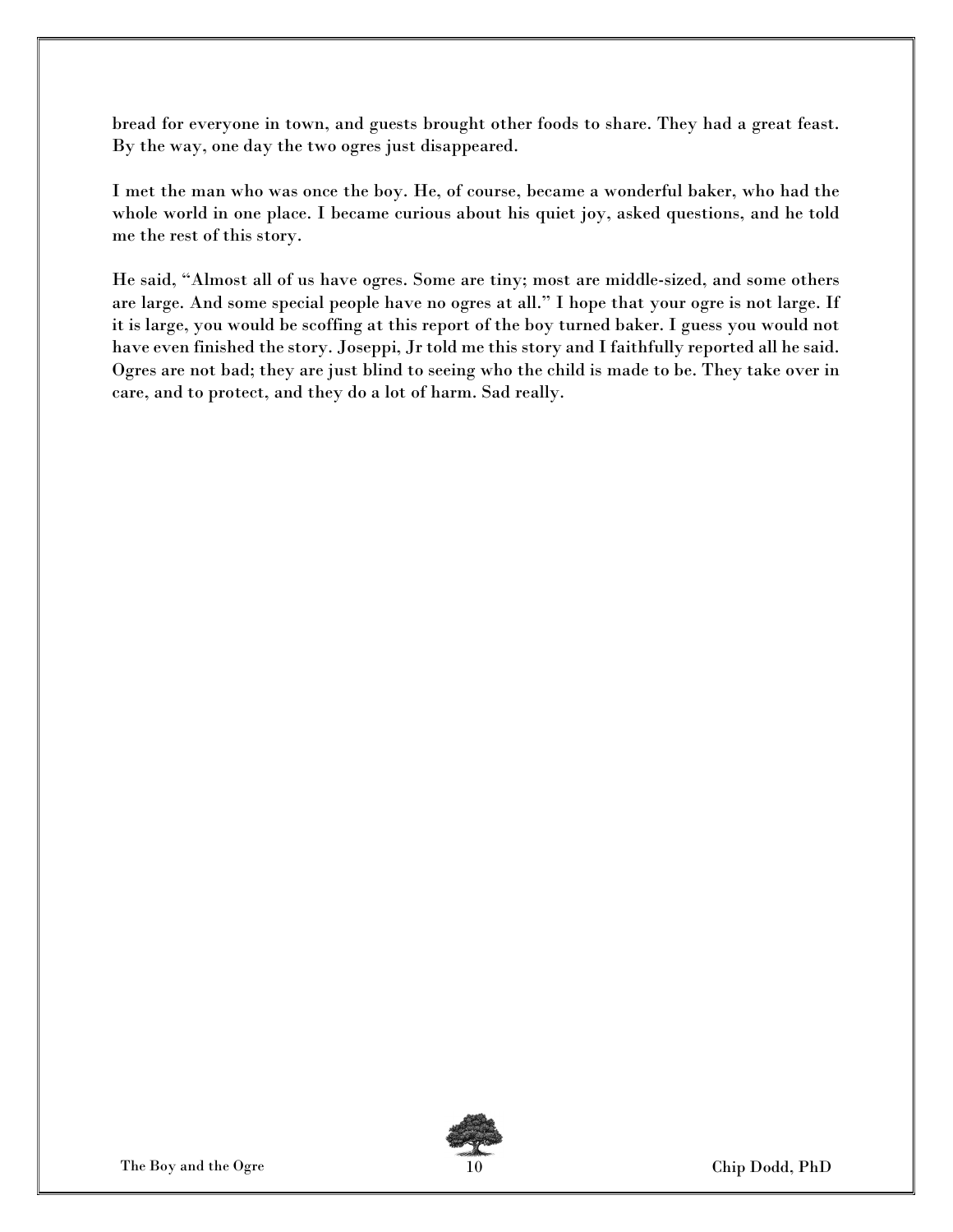bread for everyone in town, and guests brought other foods to share. They had a great feast. By the way, one day the two ogres just disappeared.

I met the man who was once the boy. He, of course, became a wonderful baker, who had the whole world in one place. I became curious about his quiet joy, asked questions, and he told me the rest of this story.

He said, "Almost all of us have ogres. Some are tiny; most are middle-sized, and some others are large. And some special people have no ogres at all." I hope that your ogre is not large. If it is large, you would be scoffing at this report of the boy turned baker. I guess you would not have even finished the story. Joseppi, Jr told me this story and I faithfully reported all he said. Ogres are not bad; they are just blind to seeing who the child is made to be. They take over in care, and to protect, and they do a lot of harm. Sad really.